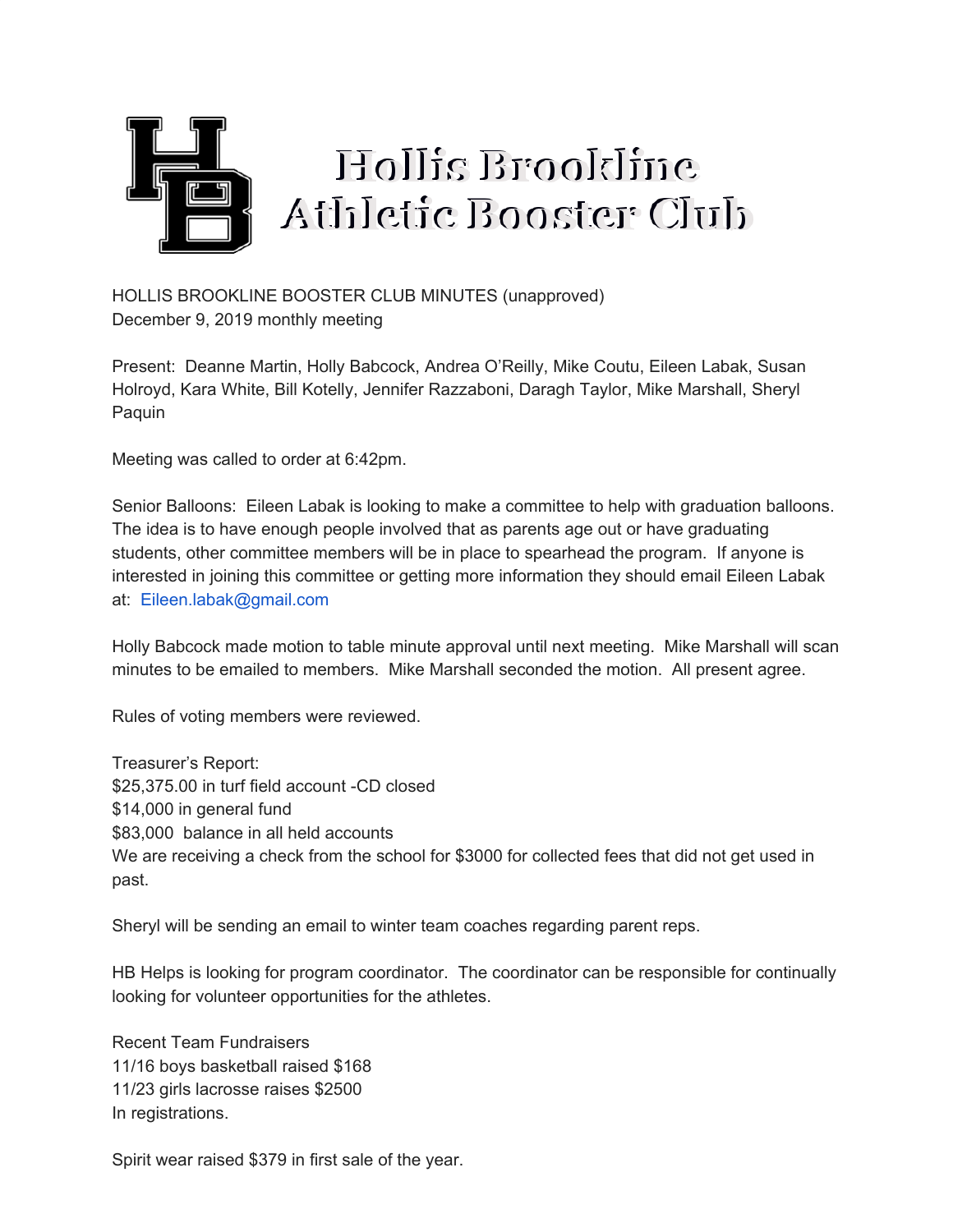# Hollis Brookline Athletic Booster Club

HOLLIS BROOKLINE BOOSTER CLUB MINUTES (unapproved)
December 9, 2019 monthly meeting

Present: Deanne Martin, Holly Babcock, Andrea O'Reilly, Mike Coutu, Eileen Labak, Susan Holroyd, Kara White, Bill Kotelly, Jennifer Razzaboni, Daragh Taylor, Mike Marshall, Sheryl Paquin

Meeting was called to order at 6:42pm.

Senior Balloons: Eileen Labak is looking to make a committee to help with graduation balloons. The idea is to have enough people involved that as parents age out or have graduating students, other committee members will be in place to spearhead the program. If anyone is interested in joining this committee or getting more information they should email Eileen Labak at: Eileen.labak@gmail.com

Holly Babcock made motion to table minute approval until next meeting. Mike Marshall will scan minutes to be emailed to members. Mike Marshall seconded the motion. All present agree.

Rules of voting members were reviewed.

Treasurer's Report:
$25,375.00 in turf field account -CD closed
$14,000 in general fund
$83,000 balance in all held accounts
We are receiving a check from the school for $3000 for collected fees that did not get used in past.

Sheryl will be sending an email to winter team coaches regarding parent reps.

HB Helps is looking for program coordinator. The coordinator can be responsible for continually looking for volunteer opportunities for the athletes.

Recent Team Fundraisers
11/16 boys basketball raised $168
11/23 girls lacrosse raises $2500
In registrations.

Spirit wear raised $379 in first sale of the year.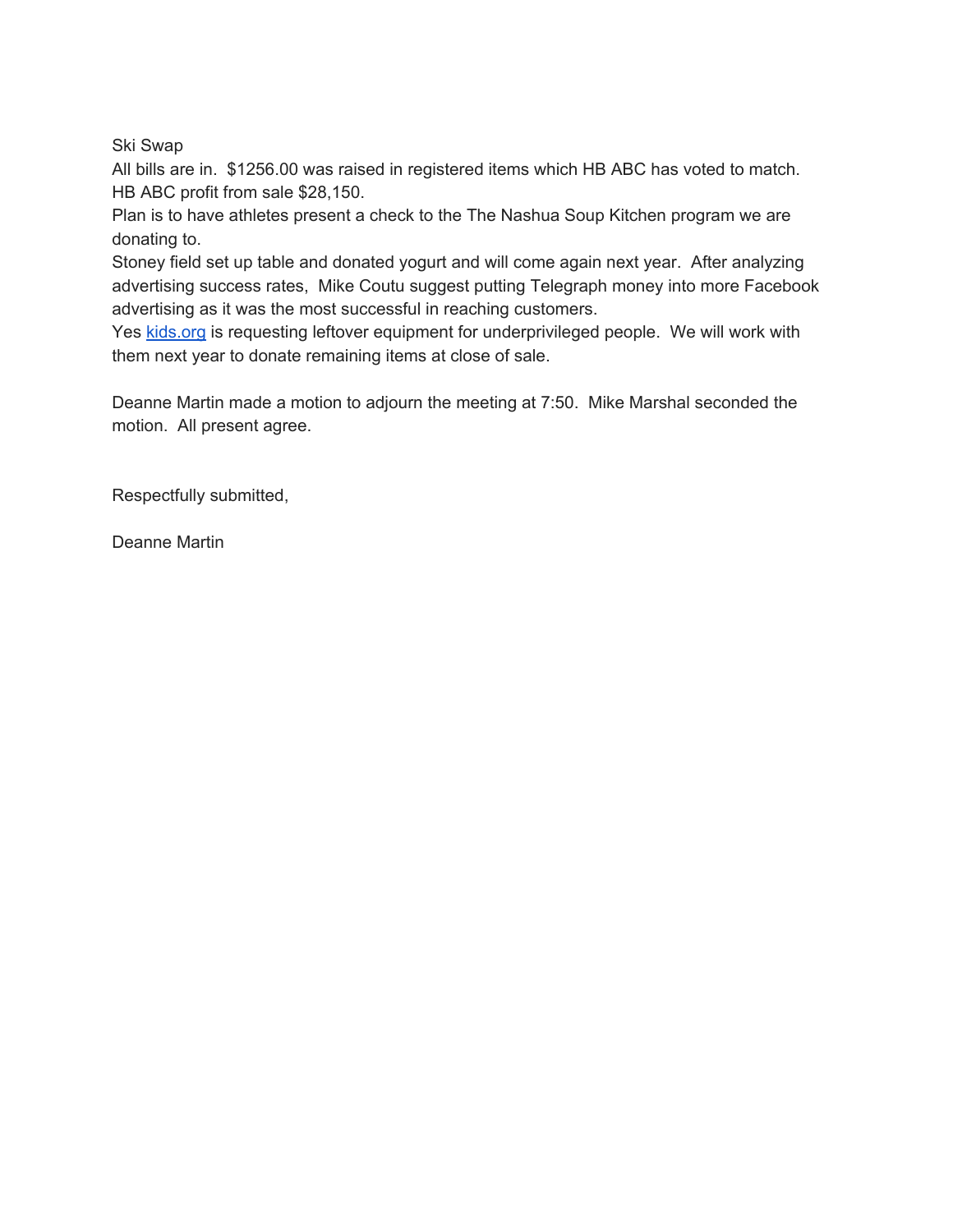Ski Swap

All bills are in.  $1256.00 was raised in registered items which HB ABC has voted to match. HB ABC profit from sale $28,150.

Plan is to have athletes present a check to the The Nashua Soup Kitchen program we are donating to.

Stoney field set up table and donated yogurt and will come again next year.  After analyzing advertising success rates,  Mike Coutu suggest putting Telegraph money into more Facebook advertising as it was the most successful in reaching customers.

Yes kids.org is requesting leftover equipment for underprivileged people.  We will work with them next year to donate remaining items at close of sale.

Deanne Martin made a motion to adjourn the meeting at 7:50.  Mike Marshal seconded the motion.  All present agree.

Respectfully submitted,

Deanne Martin